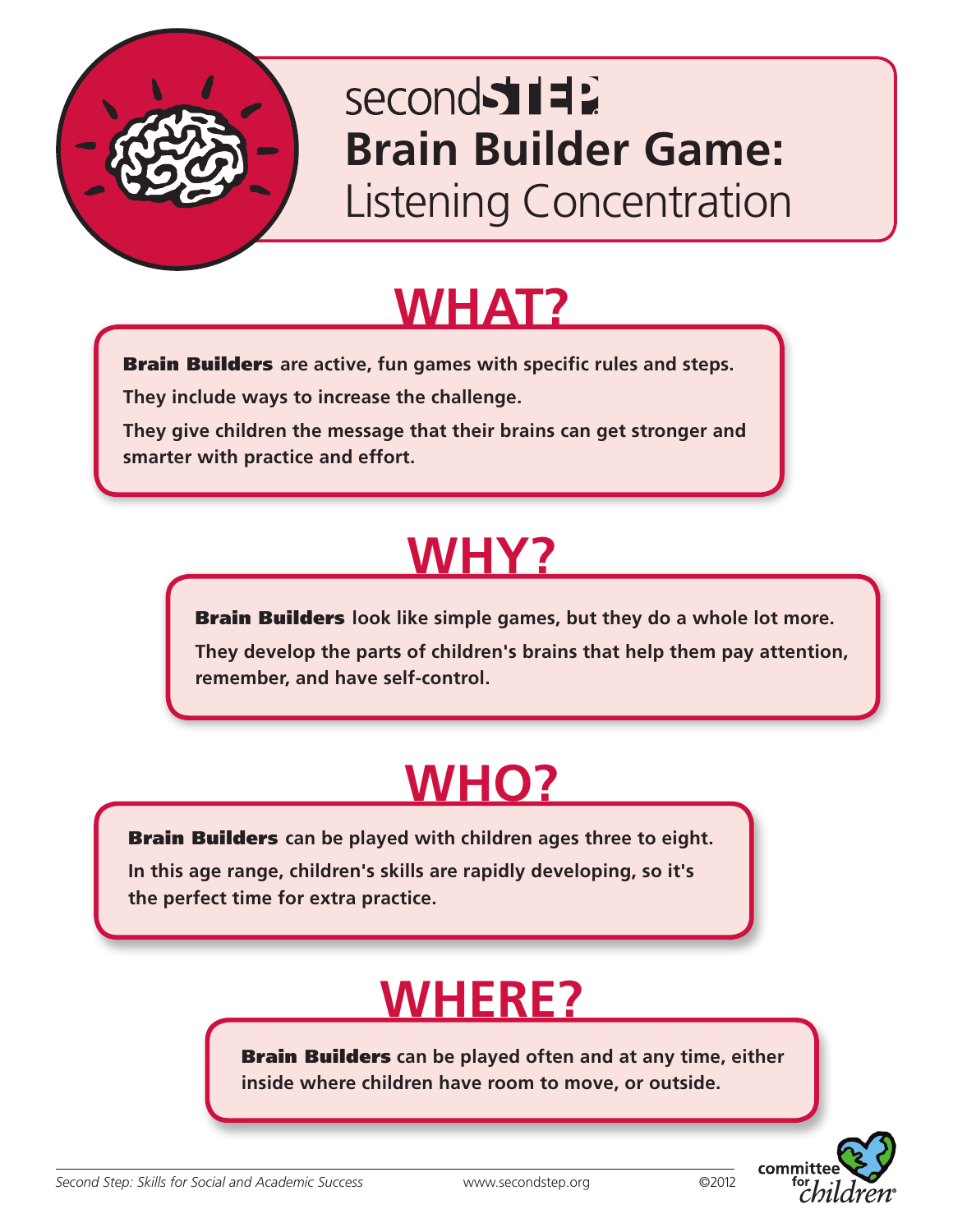# secondSTEP Brain Builder Game: Listening Concentration

## WHAT?

**Brain Builders** are active, fun games with specific rules and steps.

They include ways to increase the challenge.

They give children the message that their brains can get stronger and smarter with practice and effort.

## WHY?

**Brain Builders** look like simple games, but they do a whole lot more.

They develop the parts of children's brains that help them pay attention, remember, and have self-control.

## WHO?

**Brain Builders** can be played with children ages three to eight.

In this age range, children's skills are rapidly developing, so it's the perfect time for extra practice.

## WHERE?

**Brain Builders** can be played often and at any time, either inside where children have room to move, or outside.

*Second Step: Skills for Social and Academic Success* www.secondstep.org ©2012

committee for children®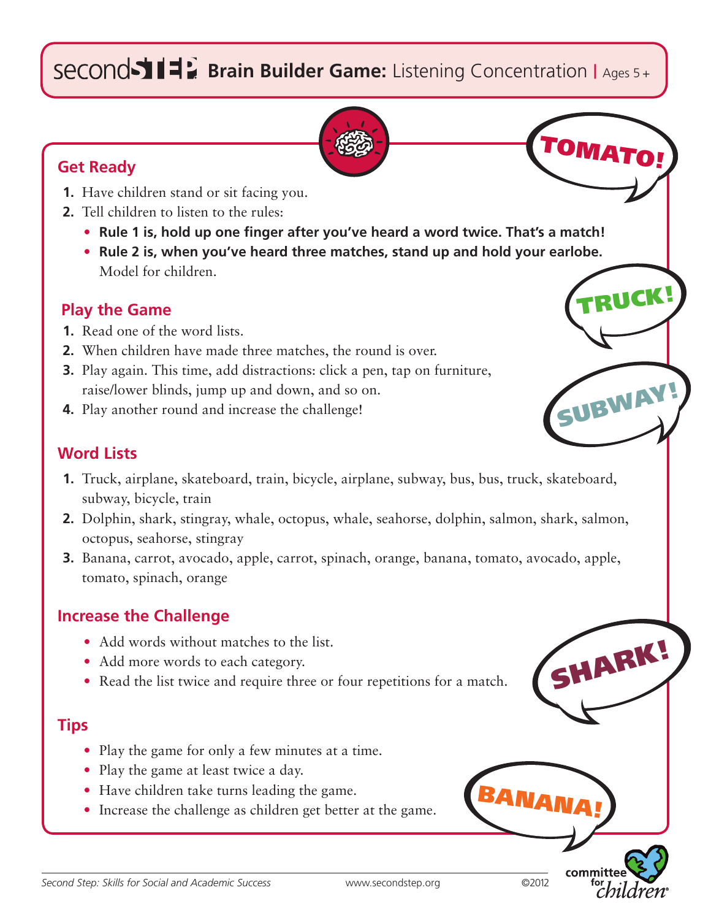# secondSTEP Brain Builder Game: Listening Concentration | Ages 5 +

TOMATO!

## Get Ready

1. Have children stand or sit facing you.
2. Tell children to listen to the rules:
   - **Rule 1 is, hold up one finger after you've heard a word twice. That's a match!**
   - **Rule 2 is, when you've heard three matches, stand up and hold your earlobe.** Model for children.

TRUCK!

## Play the Game

1. Read one of the word lists.
2. When children have made three matches, the round is over.
3. Play again. This time, add distractions: click a pen, tap on furniture, raise/lower blinds, jump up and down, and so on.
4. Play another round and increase the challenge!

SUBWAY!

## Word Lists

1. Truck, airplane, skateboard, train, bicycle, airplane, subway, bus, bus, truck, skateboard, subway, bicycle, train
2. Dolphin, shark, stingray, whale, octopus, whale, seahorse, dolphin, salmon, shark, salmon, octopus, seahorse, stingray
3. Banana, carrot, avocado, apple, carrot, spinach, orange, banana, tomato, avocado, apple, tomato, spinach, orange

## Increase the Challenge

- Add words without matches to the list.
- Add more words to each category.
- Read the list twice and require three or four repetitions for a match.

SHARK!

## Tips

- Play the game for only a few minutes at a time.
- Play the game at least twice a day.
- Have children take turns leading the game.
- Increase the challenge as children get better at the game.

BANANA!

*Second Step: Skills for Social and Academic Success* www.secondstep.org ©2012

committee for children®